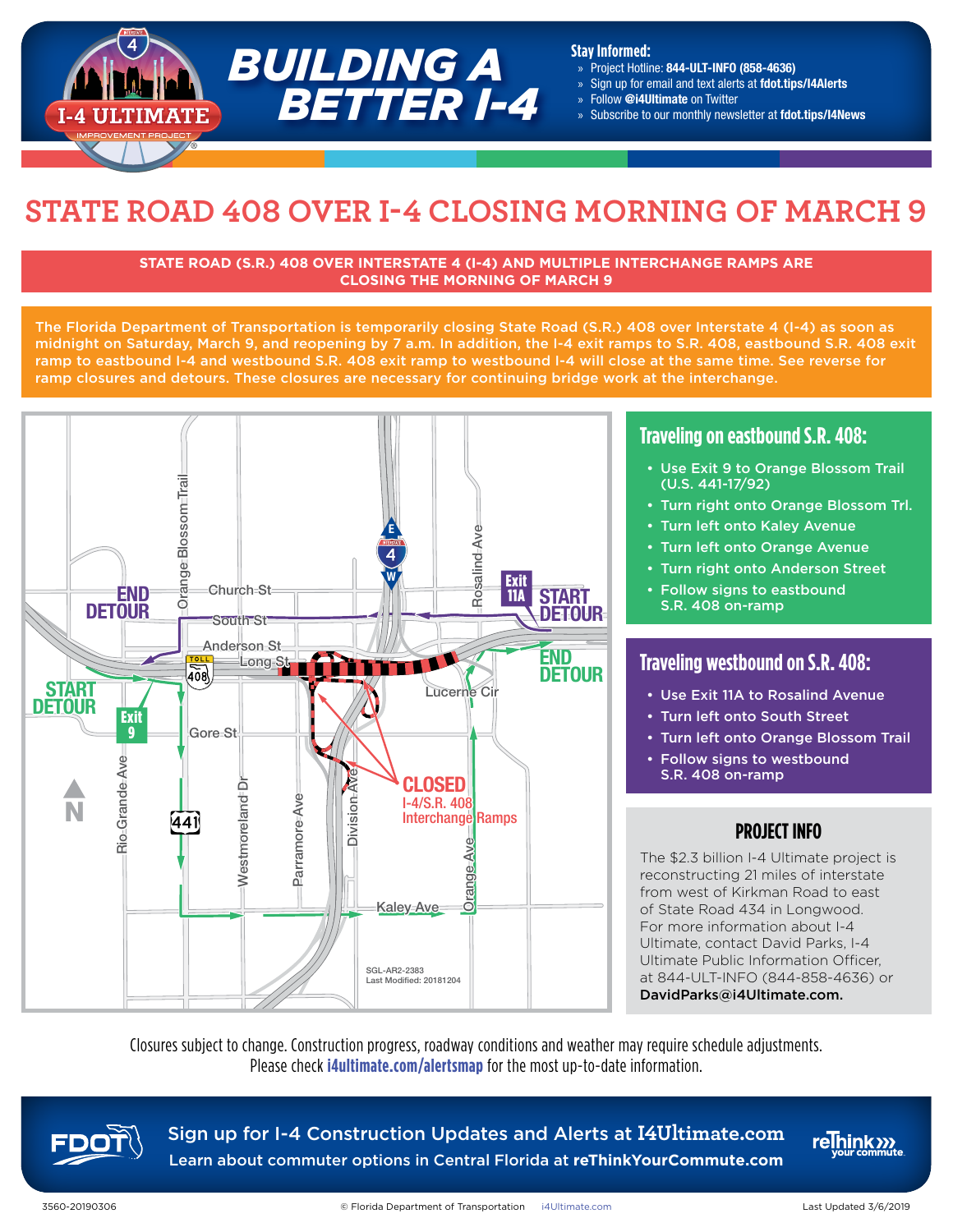# BUILDING A BETTER I-4

I-4 ULTIMATE IMPROVEMENT PROJECT

**Stay Informed:**

- Project Hotline: **844-ULT-INFO (858-4636)**
- Sign up for email and text alerts at **fdot.tips/I4Alerts**
- Follow **@i4Ultimate** on Twitter
- Subscribe to our monthly newsletter at **fdot.tips/I4News**

# STATE ROAD 408 OVER I-4 CLOSING MORNING OF MARCH 9

**STATE ROAD (S.R.) 408 OVER INTERSTATE 4 (I-4) AND MULTIPLE INTERCHANGE RAMPS ARE CLOSING THE MORNING OF MARCH 9**

The Florida Department of Transportation is temporarily closing State Road (S.R.) 408 over Interstate 4 (I-4) as soon as midnight on Saturday, March 9, and reopening by 7 a.m. In addition, the I-4 exit ramps to S.R. 408, eastbound S.R. 408 exit ramp to eastbound I-4 and westbound S.R. 408 exit ramp to westbound I-4 will close at the same time. See reverse for ramp closures and detours. These closures are necessary for continuing bridge work at the interchange.

## Traveling on eastbound S.R. 408:

- Use Exit 9 to Orange Blossom Trail (U.S. 441-17/92)
- Turn right onto Orange Blossom Trl.
- Turn left onto Kaley Avenue
- Turn left onto Orange Avenue
- Turn right onto Anderson Street
- Follow signs to eastbound S.R. 408 on-ramp

## Traveling westbound on S.R. 408:

- Use Exit 11A to Rosalind Avenue
- Turn left onto South Street
- Turn left onto Orange Blossom Trail
- Follow signs to westbound S.R. 408 on-ramp

## PROJECT INFO

The $2.3 billion I-4 Ultimate project is reconstructing 21 miles of interstate from west of Kirkman Road to east of State Road 434 in Longwood. For more information about I-4 Ultimate, contact David Parks, I-4 Ultimate Public Information Officer, at 844-ULT-INFO (844-858-4636) or **DavidParks@i4Ultimate.com.**

Closures subject to change. Construction progress, roadway conditions and weather may require schedule adjustments. Please check **i4ultimate.com/alertsmap** for the most up-to-date information.

**Sign up for I-4 Construction Updates and Alerts at I4Ultimate.com**

**Learn about commuter options in Central Florida at reThinkYourCommute.com**

3560-20190306 © Florida Department of Transportation i4Ultimate.com Last Updated 3/6/2019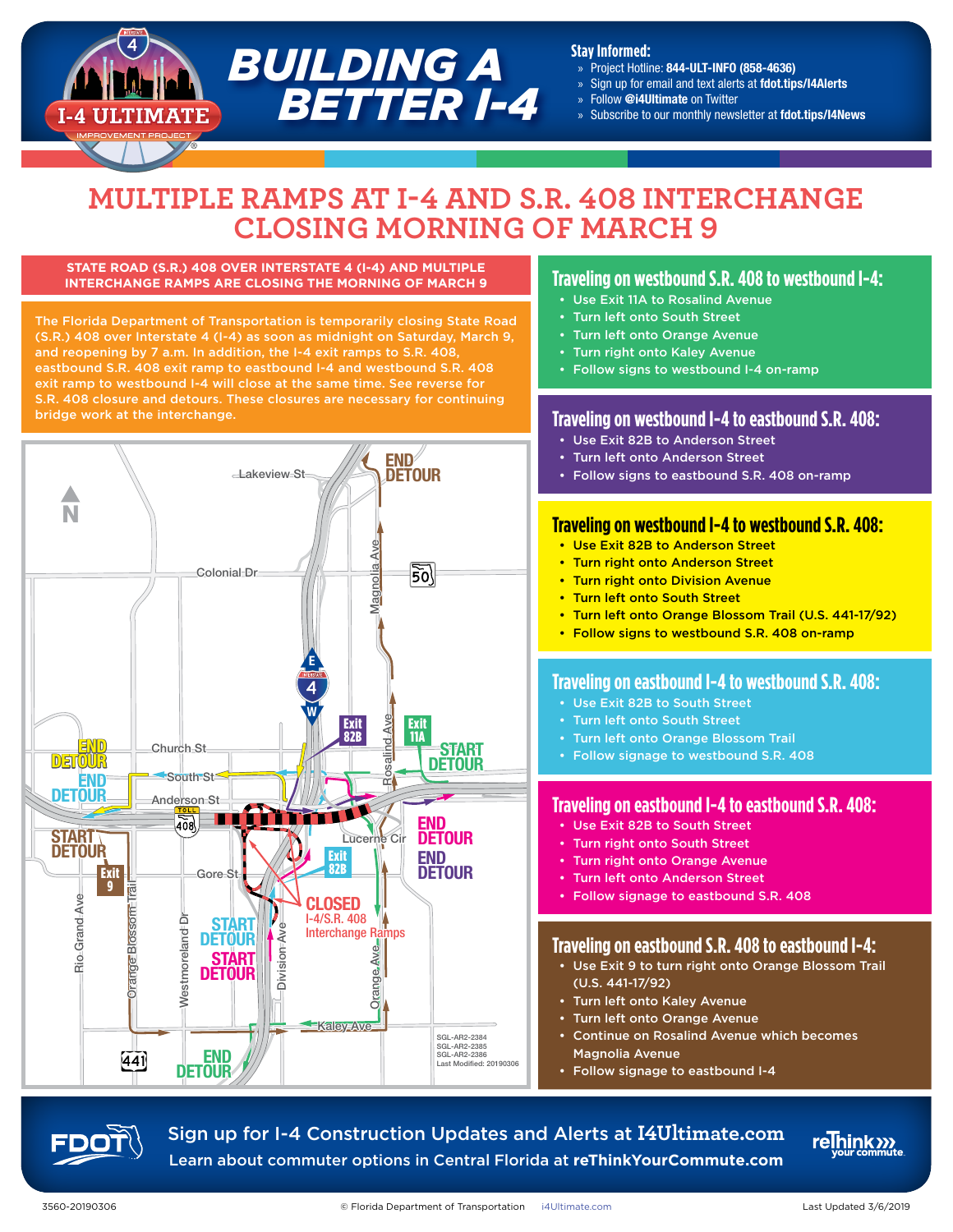# BUILDING A BETTER I-4

I-4 ULTIMATE IMPROVEMENT PROJECT

**Stay Informed:**

- » Project Hotline: **844-ULT-INFO (858-4636)**
- » Sign up for email and text alerts at **fdot.tips/I4Alerts**
- » Follow **@i4Ultimate** on Twitter
- » Subscribe to our monthly newsletter at **fdot.tips/I4News**

# MULTIPLE RAMPS AT I-4 AND S.R. 408 INTERCHANGE CLOSING MORNING OF MARCH 9

**STATE ROAD (S.R.) 408 OVER INTERSTATE 4 (I-4) AND MULTIPLE INTERCHANGE RAMPS ARE CLOSING THE MORNING OF MARCH 9**

The Florida Department of Transportation is temporarily closing State Road (S.R.) 408 over Interstate 4 (I-4) as soon as midnight on Saturday, March 9, and reopening by 7 a.m. In addition, the I-4 exit ramps to S.R. 408, eastbound S.R. 408 exit ramp to eastbound I-4 and westbound S.R. 408 exit ramp to westbound I-4 will close at the same time. See reverse for S.R. 408 closure and detours. These closures are necessary for continuing bridge work at the interchange.

Lakeview St
Colonial Dr
Magnolia Ave
50
END DETOUR
N
E
4
W
Exit 82B
Exit 11A
Rosalind Ave
START DETOUR
Church St
South St
Anderson St
END DETOUR
END DETOUR
TOLL 408
START DETOUR
Lucerne Cir
END DETOUR
END DETOUR
Exit 82B
Exit 9
Gore St
CLOSED
I-4/S.R. 408 Interchange Ramps
Rio Grande Ave
Orange Blossom Trail
Westmoreland Dr
START DETOUR
START DETOUR
Division Ave
Orange Ave
Kaley Ave
441
END DETOUR
SGL-AR2-2384
SGL-AR2-2385
SGL-AR2-2386
Last Modified: 20190306

## Traveling on westbound S.R. 408 to westbound I-4:

- Use Exit 11A to Rosalind Avenue
- Turn left onto South Street
- Turn left onto Orange Avenue
- Turn right onto Kaley Avenue
- Follow signs to westbound I-4 on-ramp

## Traveling on westbound I-4 to eastbound S.R. 408:

- Use Exit 82B to Anderson Street
- Turn left onto Anderson Street
- Follow signs to eastbound S.R. 408 on-ramp

## Traveling on westbound I-4 to westbound S.R. 408:

- Use Exit 82B to Anderson Street
- Turn right onto Anderson Street
- Turn right onto Division Avenue
- Turn left onto South Street
- Turn left onto Orange Blossom Trail (U.S. 441-17/92)
- Follow signs to westbound S.R. 408 on-ramp

## Traveling on eastbound I-4 to westbound S.R. 408:

- Use Exit 82B to South Street
- Turn left onto South Street
- Turn left onto Orange Blossom Trail
- Follow signage to westbound S.R. 408

## Traveling on eastbound I-4 to eastbound S.R. 408:

- Use Exit 82B to South Street
- Turn right onto South Street
- Turn right onto Orange Avenue
- Turn left onto Anderson Street
- Follow signage to eastbound S.R. 408

## Traveling on eastbound S.R. 408 to eastbound I-4:

- Use Exit 9 to turn right onto Orange Blossom Trail (U.S. 441-17/92)
- Turn left onto Kaley Avenue
- Turn left onto Orange Avenue
- Continue on Rosalind Avenue which becomes Magnolia Avenue
- Follow signage to eastbound I-4

FDOT

Sign up for I-4 Construction Updates and Alerts at **I4Ultimate.com**

Learn about commuter options in Central Florida at **reThinkYourCommute.com**

reThink your commute

3560-20190306 © Florida Department of Transportation i4Ultimate.com Last Updated 3/6/2019